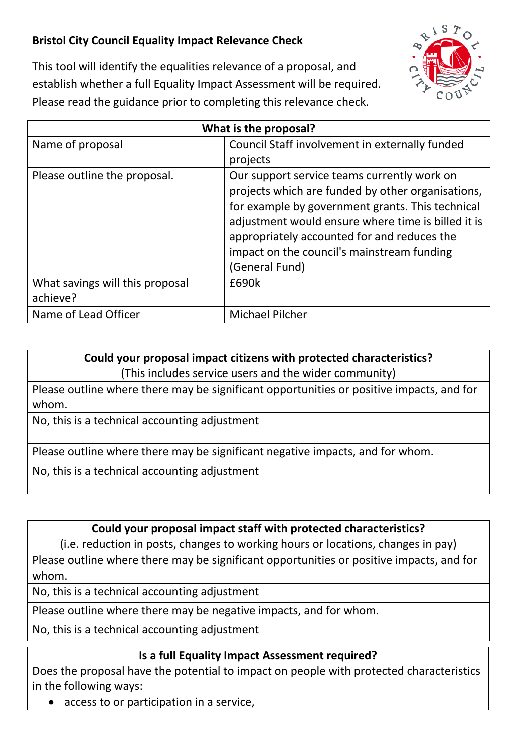**Bristol City Council Equality Impact Relevance Check**

This tool will identify the equalities relevance of a proposal, and establish whether a full Equality Impact Assessment will be required. Please read the guidance prior to completing this relevance check.

| What is the proposal? | |
|---|---|
| Name of proposal | Council Staff involvement in externally funded projects |
| Please outline the proposal. | Our support service teams currently work on projects which are funded by other organisations, for example by government grants. This technical adjustment would ensure where time is billed it is appropriately accounted for and reduces the impact on the council's mainstream funding (General Fund) |
| What savings will this proposal achieve? | £690k |
| Name of Lead Officer | Michael Pilcher |

| **Could your proposal impact citizens with protected characteristics?** (This includes service users and the wider community) |
|---|
| Please outline where there may be significant opportunities or positive impacts, and for whom. |
| No, this is a technical accounting adjustment |
| Please outline where there may be significant negative impacts, and for whom. |
| No, this is a technical accounting adjustment |

| **Could your proposal impact staff with protected characteristics?** (i.e. reduction in posts, changes to working hours or locations, changes in pay) |
|---|
| Please outline where there may be significant opportunities or positive impacts, and for whom. |
| No, this is a technical accounting adjustment |
| Please outline where there may be negative impacts, and for whom. |
| No, this is a technical accounting adjustment |

| **Is a full Equality Impact Assessment required?** |
|---|
| Does the proposal have the potential to impact on people with protected characteristics in the following ways:<br>• access to or participation in a service, |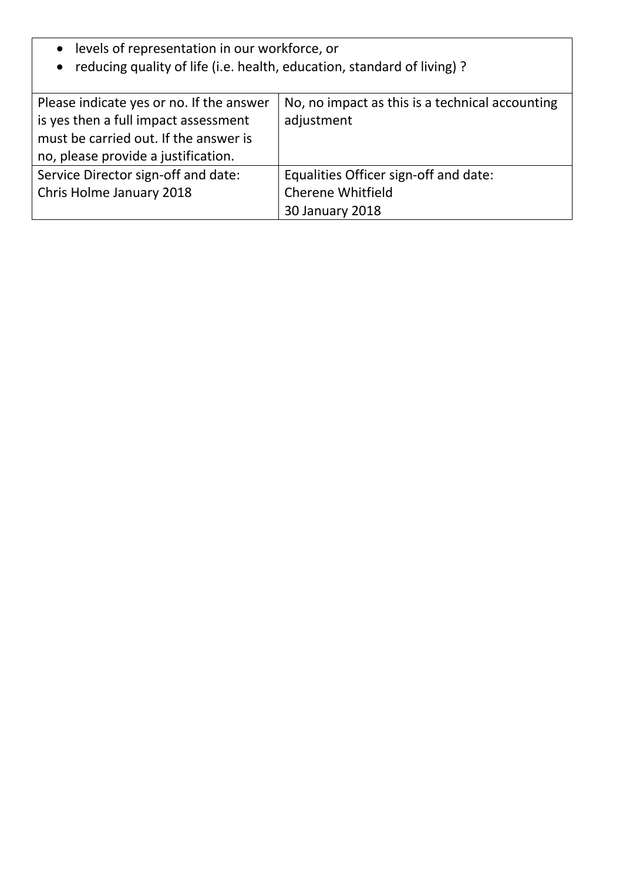- levels of representation in our workforce, or
- reducing quality of life (i.e. health, education, standard of living) ?

| | |
|---|---|
| Please indicate yes or no. If the answer is yes then a full impact assessment must be carried out. If the answer is no, please provide a justification. | No, no impact as this is a technical accounting adjustment |
| Service Director sign-off and date:<br>Chris Holme January 2018 | Equalities Officer sign-off and date:<br>Cherene Whitfield<br>30 January 2018 |